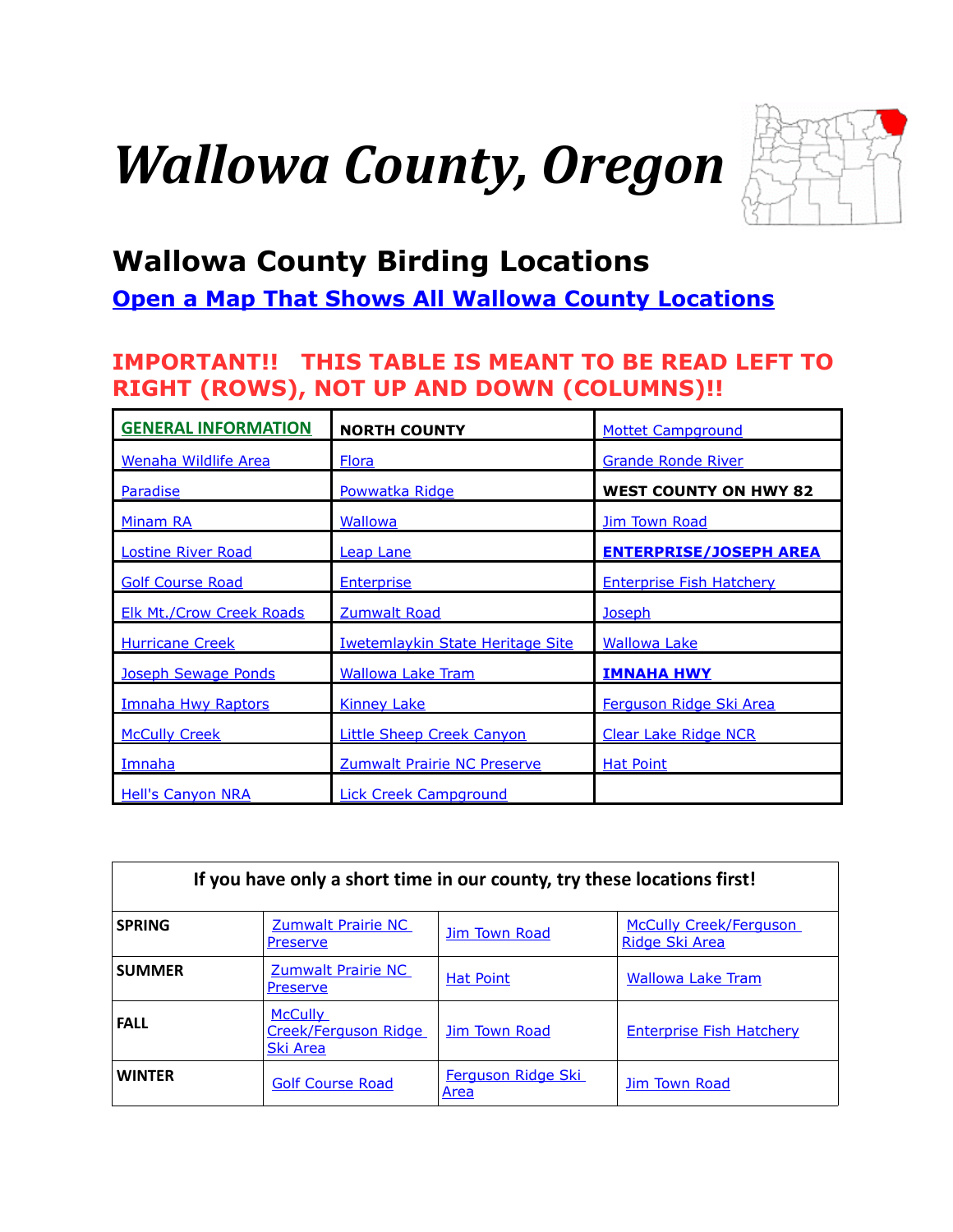# *Wallowa County, Oregon*

## Wallowa County Birding Locations

### Open a Map That Shows All Wallowa County Locations

**IMPORTANT!! THIS TABLE IS MEANT TO BE READ LEFT TO RIGHT (ROWS), NOT UP AND DOWN (COLUMNS)!!**

| GENERAL INFORMATION | NORTH COUNTY | Mottet Campground |
|---|---|---|
| Wenaha Wildlife Area | Flora | Grande Ronde River |
| Paradise | Powwatka Ridge | **WEST COUNTY ON HWY 82** |
| Minam RA | Wallowa | Jim Town Road |
| Lostine River Road | Leap Lane | **ENTERPRISE/JOSEPH AREA** |
| Golf Course Road | Enterprise | Enterprise Fish Hatchery |
| Elk Mt./Crow Creek Roads | Zumwalt Road | Joseph |
| Hurricane Creek | Iwetemlaykin State Heritage Site | Wallowa Lake |
| Joseph Sewage Ponds | Wallowa Lake Tram | **IMNAHA HWY** |
| Imnaha Hwy Raptors | Kinney Lake | Ferguson Ridge Ski Area |
| McCully Creek | Little Sheep Creek Canyon | Clear Lake Ridge NCR |
| Imnaha | Zumwalt Prairie NC Preserve | Hat Point |
| Hell's Canyon NRA | Lick Creek Campground | |

| If you have only a short time in our county, try these locations first! | | | |
|---|---|---|---|
| **SPRING** | Zumwalt Prairie NC Preserve | Jim Town Road | McCully Creek/Ferguson Ridge Ski Area |
| **SUMMER** | Zumwalt Prairie NC Preserve | Hat Point | Wallowa Lake Tram |
| **FALL** | McCully Creek/Ferguson Ridge Ski Area | Jim Town Road | Enterprise Fish Hatchery |
| **WINTER** | Golf Course Road | Ferguson Ridge Ski Area | Jim Town Road |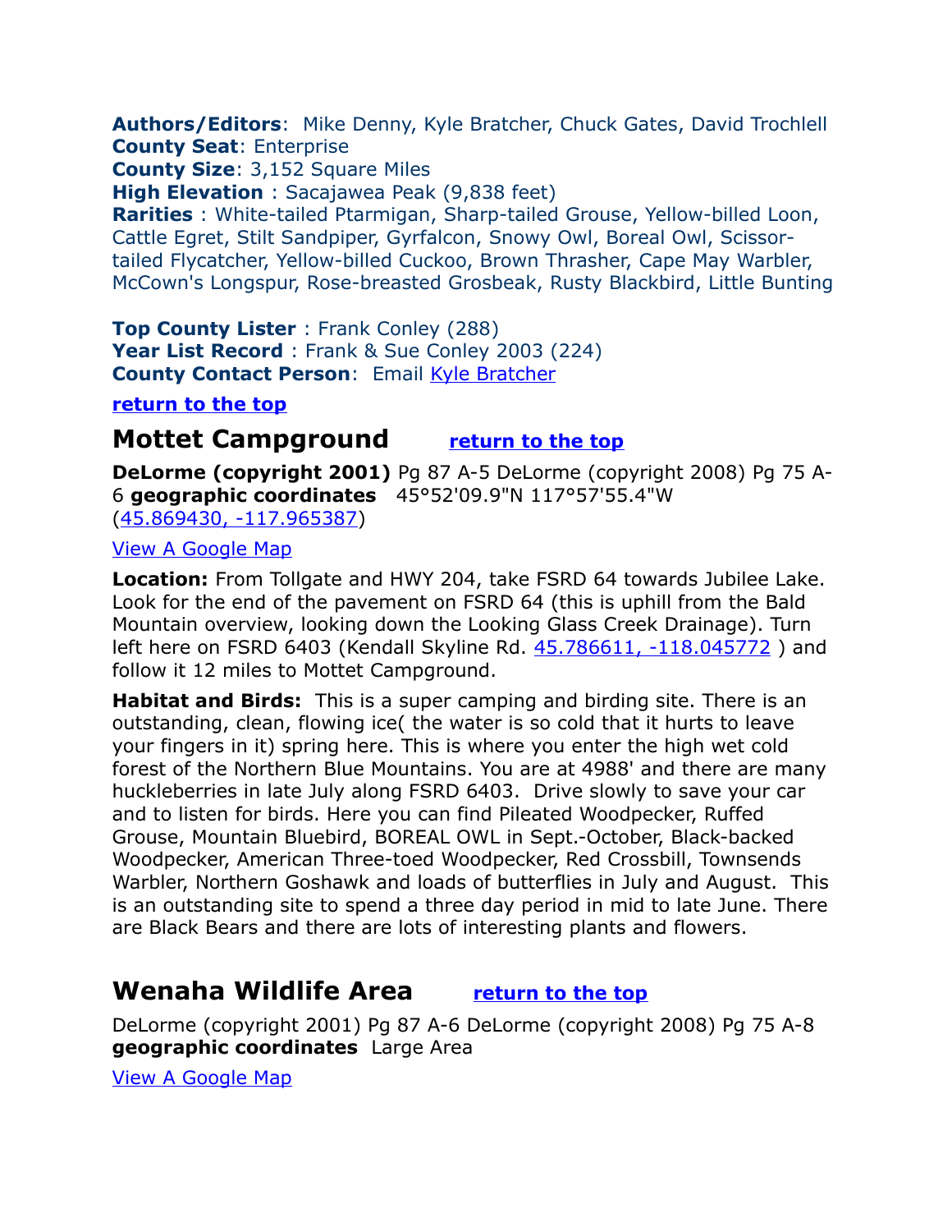**Authors/Editors**: Mike Denny, Kyle Bratcher, Chuck Gates, David Trochlell
**County Seat**: Enterprise
**County Size**: 3,152 Square Miles
**High Elevation** : Sacajawea Peak (9,838 feet)
**Rarities** : White-tailed Ptarmigan, Sharp-tailed Grouse, Yellow-billed Loon, Cattle Egret, Stilt Sandpiper, Gyrfalcon, Snowy Owl, Boreal Owl, Scissor-tailed Flycatcher, Yellow-billed Cuckoo, Brown Thrasher, Cape May Warbler, McCown's Longspur, Rose-breasted Grosbeak, Rusty Blackbird, Little Bunting

**Top County Lister** : Frank Conley (288)
**Year List Record** : Frank & Sue Conley 2003 (224)
**County Contact Person**: Email Kyle Bratcher

**return to the top**

## Mottet Campground return to the top

**DeLorme (copyright 2001)** Pg 87 A-5 DeLorme (copyright 2008) Pg 75 A-6 **geographic coordinates** 45°52'09.9"N 117°57'55.4"W (45.869430, -117.965387)

View A Google Map

**Location:** From Tollgate and HWY 204, take FSRD 64 towards Jubilee Lake. Look for the end of the pavement on FSRD 64 (this is uphill from the Bald Mountain overview, looking down the Looking Glass Creek Drainage). Turn left here on FSRD 6403 (Kendall Skyline Rd. 45.786611, -118.045772 ) and follow it 12 miles to Mottet Campground.

**Habitat and Birds:** This is a super camping and birding site. There is an outstanding, clean, flowing ice( the water is so cold that it hurts to leave your fingers in it) spring here. This is where you enter the high wet cold forest of the Northern Blue Mountains. You are at 4988' and there are many huckleberries in late July along FSRD 6403. Drive slowly to save your car and to listen for birds. Here you can find Pileated Woodpecker, Ruffed Grouse, Mountain Bluebird, BOREAL OWL in Sept.-October, Black-backed Woodpecker, American Three-toed Woodpecker, Red Crossbill, Townsends Warbler, Northern Goshawk and loads of butterflies in July and August. This is an outstanding site to spend a three day period in mid to late June. There are Black Bears and there are lots of interesting plants and flowers.

## Wenaha Wildlife Area return to the top

DeLorme (copyright 2001) Pg 87 A-6 DeLorme (copyright 2008) Pg 75 A-8 **geographic coordinates** Large Area

View A Google Map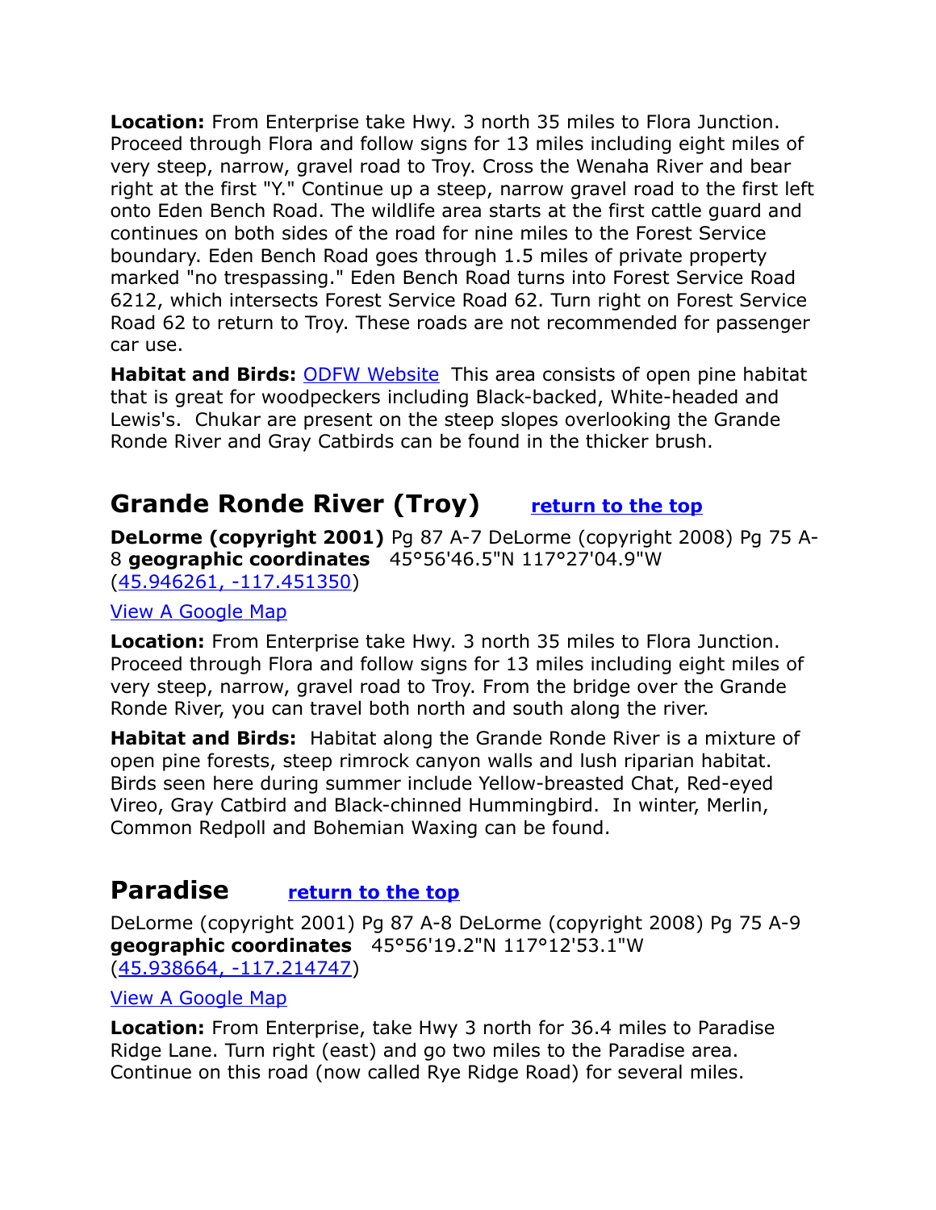**Location:** From Enterprise take Hwy. 3 north 35 miles to Flora Junction. Proceed through Flora and follow signs for 13 miles including eight miles of very steep, narrow, gravel road to Troy. Cross the Wenaha River and bear right at the first "Y." Continue up a steep, narrow gravel road to the first left onto Eden Bench Road. The wildlife area starts at the first cattle guard and continues on both sides of the road for nine miles to the Forest Service boundary. Eden Bench Road goes through 1.5 miles of private property marked "no trespassing." Eden Bench Road turns into Forest Service Road 6212, which intersects Forest Service Road 62. Turn right on Forest Service Road 62 to return to Troy. These roads are not recommended for passenger car use.

**Habitat and Birds:** [ODFW Website](#) This area consists of open pine habitat that is great for woodpeckers including Black-backed, White-headed and Lewis's. Chukar are present on the steep slopes overlooking the Grande Ronde River and Gray Catbirds can be found in the thicker brush.

## Grande Ronde River (Troy) [return to the top](#)

**DeLorme (copyright 2001)** Pg 87 A-7 DeLorme (copyright 2008) Pg 75 A-8 **geographic coordinates** 45°56'46.5"N 117°27'04.9"W ([45.946261, -117.451350](#))

[View A Google Map](#)

**Location:** From Enterprise take Hwy. 3 north 35 miles to Flora Junction. Proceed through Flora and follow signs for 13 miles including eight miles of very steep, narrow, gravel road to Troy. From the bridge over the Grande Ronde River, you can travel both north and south along the river.

**Habitat and Birds:** Habitat along the Grande Ronde River is a mixture of open pine forests, steep rimrock canyon walls and lush riparian habitat. Birds seen here during summer include Yellow-breasted Chat, Red-eyed Vireo, Gray Catbird and Black-chinned Hummingbird. In winter, Merlin, Common Redpoll and Bohemian Waxing can be found.

## Paradise [return to the top](#)

DeLorme (copyright 2001) Pg 87 A-8 DeLorme (copyright 2008) Pg 75 A-9 **geographic coordinates** 45°56'19.2"N 117°12'53.1"W ([45.938664, -117.214747](#))

[View A Google Map](#)

**Location:** From Enterprise, take Hwy 3 north for 36.4 miles to Paradise Ridge Lane. Turn right (east) and go two miles to the Paradise area. Continue on this road (now called Rye Ridge Road) for several miles.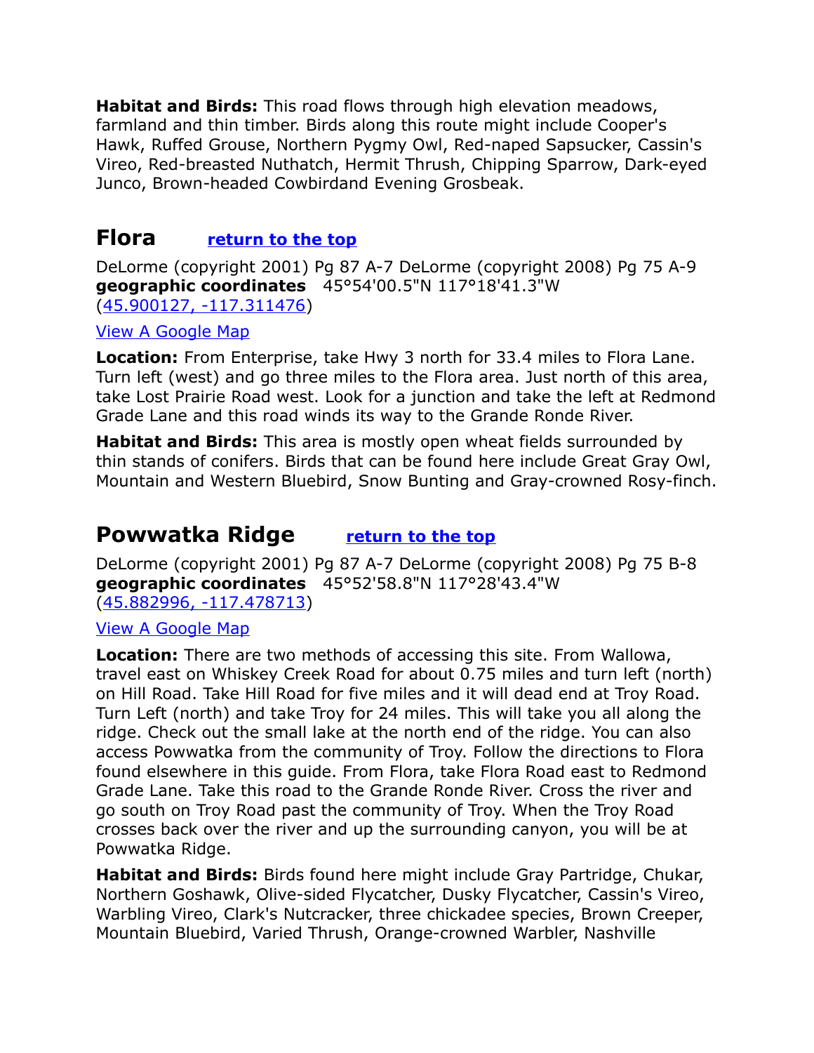**Habitat and Birds:** This road flows through high elevation meadows, farmland and thin timber. Birds along this route might include Cooper's Hawk, Ruffed Grouse, Northern Pygmy Owl, Red-naped Sapsucker, Cassin's Vireo, Red-breasted Nuthatch, Hermit Thrush, Chipping Sparrow, Dark-eyed Junco, Brown-headed Cowbirdand Evening Grosbeak.

## Flora [return to the top]

DeLorme (copyright 2001) Pg 87 A-7 DeLorme (copyright 2008) Pg 75 A-9
**geographic coordinates** 45°54'00.5"N 117°18'41.3"W
(45.900127, -117.311476)

View A Google Map

**Location:** From Enterprise, take Hwy 3 north for 33.4 miles to Flora Lane. Turn left (west) and go three miles to the Flora area. Just north of this area, take Lost Prairie Road west. Look for a junction and take the left at Redmond Grade Lane and this road winds its way to the Grande Ronde River.

**Habitat and Birds:** This area is mostly open wheat fields surrounded by thin stands of conifers. Birds that can be found here include Great Gray Owl, Mountain and Western Bluebird, Snow Bunting and Gray-crowned Rosy-finch.

## Powwatka Ridge [return to the top]

DeLorme (copyright 2001) Pg 87 A-7 DeLorme (copyright 2008) Pg 75 B-8
**geographic coordinates** 45°52'58.8"N 117°28'43.4"W
(45.882996, -117.478713)

View A Google Map

**Location:** There are two methods of accessing this site. From Wallowa, travel east on Whiskey Creek Road for about 0.75 miles and turn left (north) on Hill Road. Take Hill Road for five miles and it will dead end at Troy Road. Turn Left (north) and take Troy for 24 miles. This will take you all along the ridge. Check out the small lake at the north end of the ridge. You can also access Powwatka from the community of Troy. Follow the directions to Flora found elsewhere in this guide. From Flora, take Flora Road east to Redmond Grade Lane. Take this road to the Grande Ronde River. Cross the river and go south on Troy Road past the community of Troy. When the Troy Road crosses back over the river and up the surrounding canyon, you will be at Powwatka Ridge.

**Habitat and Birds:** Birds found here might include Gray Partridge, Chukar, Northern Goshawk, Olive-sided Flycatcher, Dusky Flycatcher, Cassin's Vireo, Warbling Vireo, Clark's Nutcracker, three chickadee species, Brown Creeper, Mountain Bluebird, Varied Thrush, Orange-crowned Warbler, Nashville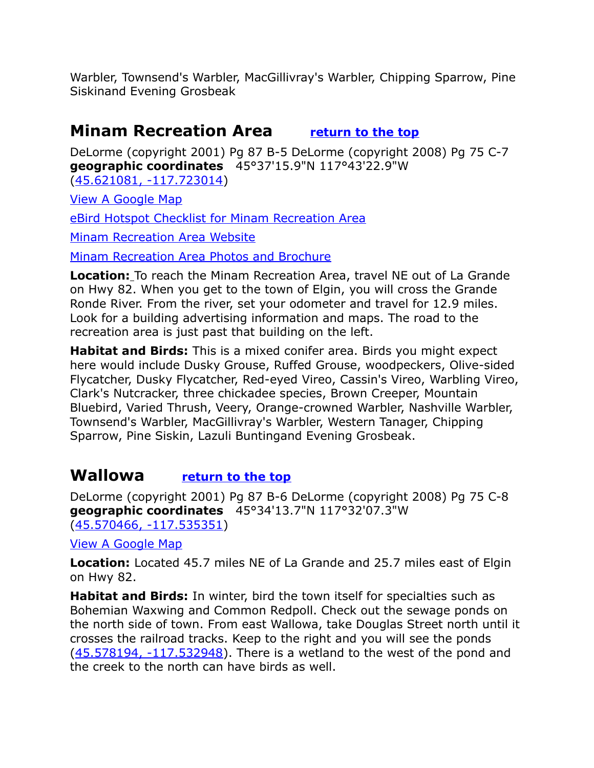Warbler, Townsend's Warbler, MacGillivray's Warbler, Chipping Sparrow, Pine Siskinand Evening Grosbeak

## Minam Recreation Area [return to the top]

DeLorme (copyright 2001) Pg 87 B-5 DeLorme (copyright 2008) Pg 75 C-7
**geographic coordinates** 45°37'15.9"N 117°43'22.9"W
(45.621081, -117.723014)

View A Google Map

eBird Hotspot Checklist for Minam Recreation Area

Minam Recreation Area Website

Minam Recreation Area Photos and Brochure

**Location:** To reach the Minam Recreation Area, travel NE out of La Grande on Hwy 82. When you get to the town of Elgin, you will cross the Grande Ronde River. From the river, set your odometer and travel for 12.9 miles. Look for a building advertising information and maps. The road to the recreation area is just past that building on the left.

**Habitat and Birds:** This is a mixed conifer area. Birds you might expect here would include Dusky Grouse, Ruffed Grouse, woodpeckers, Olive-sided Flycatcher, Dusky Flycatcher, Red-eyed Vireo, Cassin's Vireo, Warbling Vireo, Clark's Nutcracker, three chickadee species, Brown Creeper, Mountain Bluebird, Varied Thrush, Veery, Orange-crowned Warbler, Nashville Warbler, Townsend's Warbler, MacGillivray's Warbler, Western Tanager, Chipping Sparrow, Pine Siskin, Lazuli Buntingand Evening Grosbeak.

## Wallowa [return to the top]

DeLorme (copyright 2001) Pg 87 B-6 DeLorme (copyright 2008) Pg 75 C-8
**geographic coordinates** 45°34'13.7"N 117°32'07.3"W
(45.570466, -117.535351)

View A Google Map

**Location:** Located 45.7 miles NE of La Grande and 25.7 miles east of Elgin on Hwy 82.

**Habitat and Birds:** In winter, bird the town itself for specialties such as Bohemian Waxwing and Common Redpoll. Check out the sewage ponds on the north side of town. From east Wallowa, take Douglas Street north until it crosses the railroad tracks. Keep to the right and you will see the ponds (45.578194, -117.532948). There is a wetland to the west of the pond and the creek to the north can have birds as well.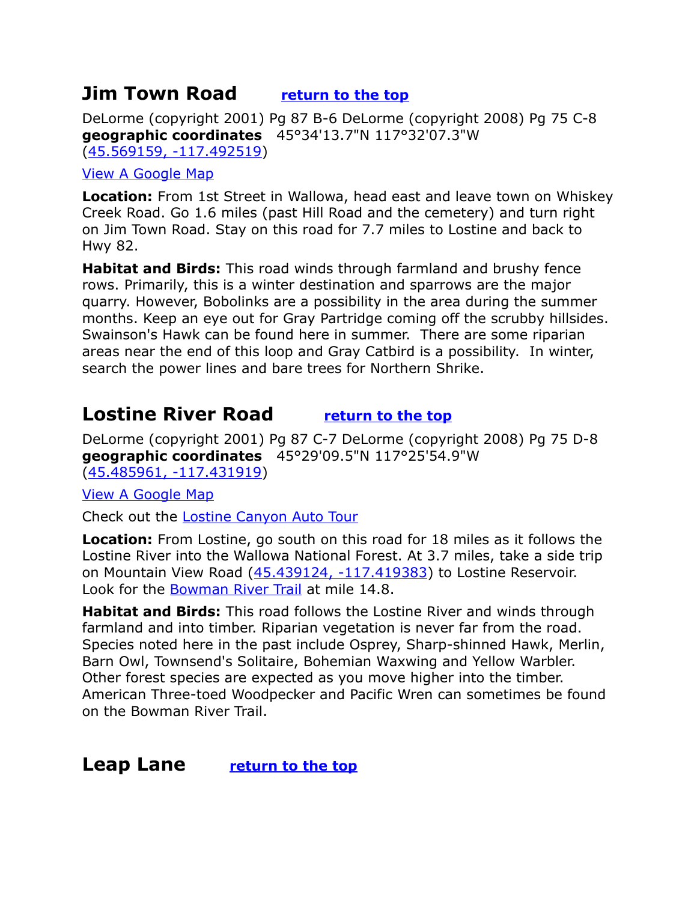## Jim Town Road [return to the top](#)

DeLorme (copyright 2001) Pg 87 B-6 DeLorme (copyright 2008) Pg 75 C-8
**geographic coordinates** 45°34'13.7"N 117°32'07.3"W
([45.569159, -117.492519](#))

[View A Google Map](#)

**Location:** From 1st Street in Wallowa, head east and leave town on Whiskey Creek Road. Go 1.6 miles (past Hill Road and the cemetery) and turn right on Jim Town Road. Stay on this road for 7.7 miles to Lostine and back to Hwy 82.

**Habitat and Birds:** This road winds through farmland and brushy fence rows. Primarily, this is a winter destination and sparrows are the major quarry. However, Bobolinks are a possibility in the area during the summer months. Keep an eye out for Gray Partridge coming off the scrubby hillsides. Swainson's Hawk can be found here in summer. There are some riparian areas near the end of this loop and Gray Catbird is a possibility. In winter, search the power lines and bare trees for Northern Shrike.

## Lostine River Road [return to the top](#)

DeLorme (copyright 2001) Pg 87 C-7 DeLorme (copyright 2008) Pg 75 D-8
**geographic coordinates** 45°29'09.5"N 117°25'54.9"W
([45.485961, -117.431919](#))

[View A Google Map](#)

Check out the [Lostine Canyon Auto Tour](#)

**Location:** From Lostine, go south on this road for 18 miles as it follows the Lostine River into the Wallowa National Forest. At 3.7 miles, take a side trip on Mountain View Road ([45.439124, -117.419383](#)) to Lostine Reservoir. Look for the [Bowman River Trail](#) at mile 14.8.

**Habitat and Birds:** This road follows the Lostine River and winds through farmland and into timber. Riparian vegetation is never far from the road. Species noted here in the past include Osprey, Sharp-shinned Hawk, Merlin, Barn Owl, Townsend's Solitaire, Bohemian Waxwing and Yellow Warbler. Other forest species are expected as you move higher into the timber. American Three-toed Woodpecker and Pacific Wren can sometimes be found on the Bowman River Trail.

## Leap Lane [return to the top](#)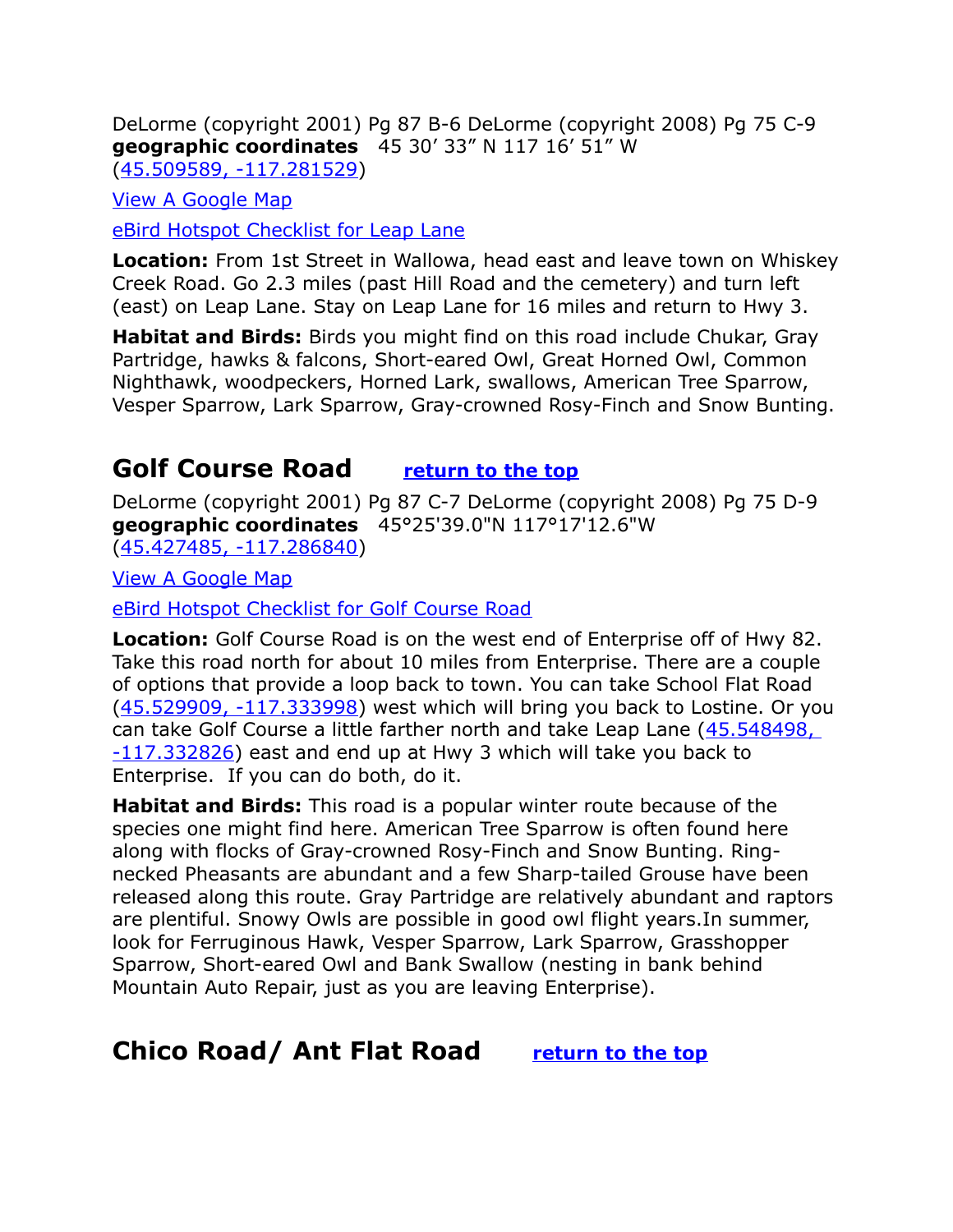DeLorme (copyright 2001) Pg 87 B-6 DeLorme (copyright 2008) Pg 75 C-9
**geographic coordinates** 45 30' 33" N 117 16' 51" W
(45.509589, -117.281529)

View A Google Map

eBird Hotspot Checklist for Leap Lane

**Location:** From 1st Street in Wallowa, head east and leave town on Whiskey Creek Road. Go 2.3 miles (past Hill Road and the cemetery) and turn left (east) on Leap Lane. Stay on Leap Lane for 16 miles and return to Hwy 3.

**Habitat and Birds:** Birds you might find on this road include Chukar, Gray Partridge, hawks & falcons, Short-eared Owl, Great Horned Owl, Common Nighthawk, woodpeckers, Horned Lark, swallows, American Tree Sparrow, Vesper Sparrow, Lark Sparrow, Gray-crowned Rosy-Finch and Snow Bunting.

## Golf Course Road

**return to the top**

DeLorme (copyright 2001) Pg 87 C-7 DeLorme (copyright 2008) Pg 75 D-9
**geographic coordinates** 45°25'39.0"N 117°17'12.6"W
(45.427485, -117.286840)

View A Google Map

eBird Hotspot Checklist for Golf Course Road

**Location:** Golf Course Road is on the west end of Enterprise off of Hwy 82. Take this road north for about 10 miles from Enterprise. There are a couple of options that provide a loop back to town. You can take School Flat Road (45.529909, -117.333998) west which will bring you back to Lostine. Or you can take Golf Course a little farther north and take Leap Lane (45.548498, -117.332826) east and end up at Hwy 3 which will take you back to Enterprise. If you can do both, do it.

**Habitat and Birds:** This road is a popular winter route because of the species one might find here. American Tree Sparrow is often found here along with flocks of Gray-crowned Rosy-Finch and Snow Bunting. Ring-necked Pheasants are abundant and a few Sharp-tailed Grouse have been released along this route. Gray Partridge are relatively abundant and raptors are plentiful. Snowy Owls are possible in good owl flight years.In summer, look for Ferruginous Hawk, Vesper Sparrow, Lark Sparrow, Grasshopper Sparrow, Short-eared Owl and Bank Swallow (nesting in bank behind Mountain Auto Repair, just as you are leaving Enterprise).

## Chico Road/ Ant Flat Road

**return to the top**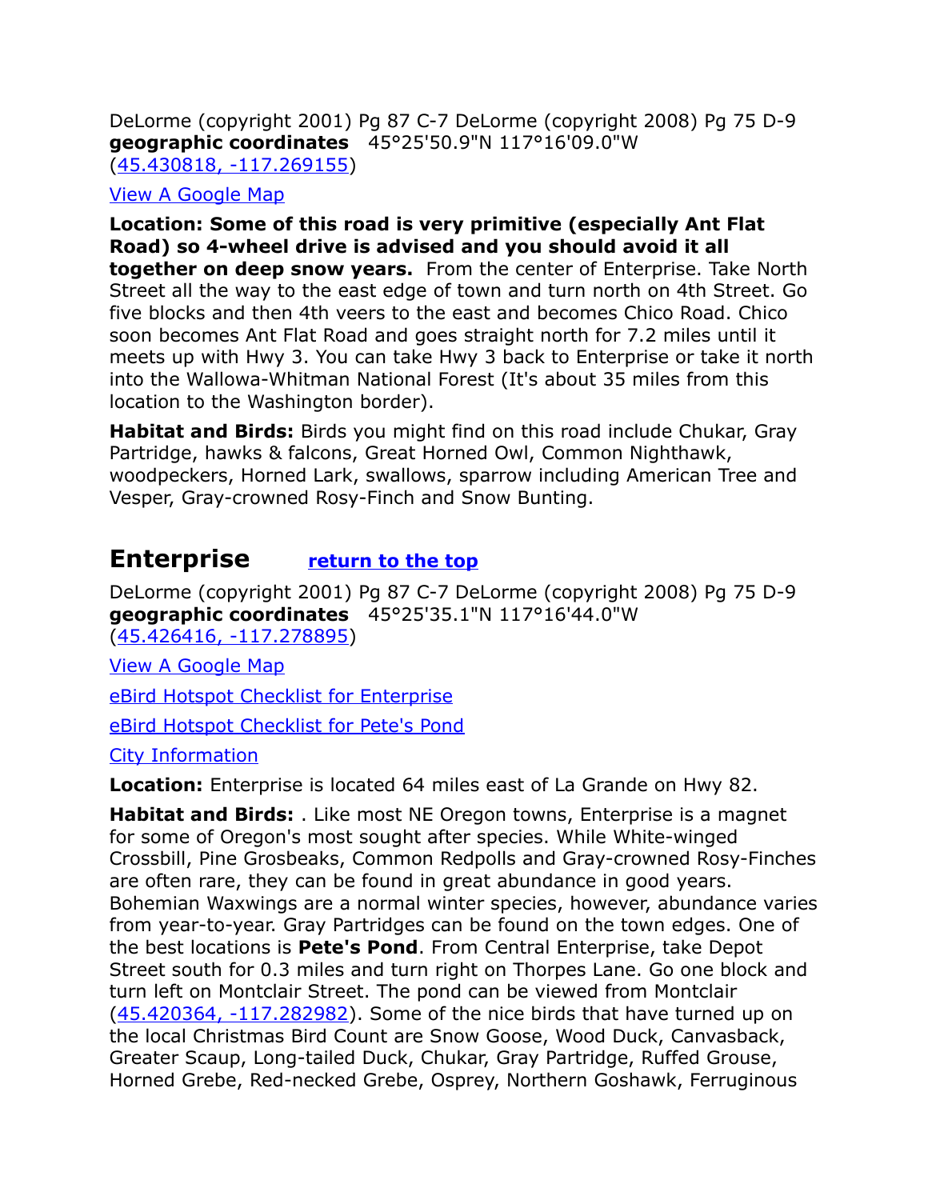DeLorme (copyright 2001) Pg 87 C-7 DeLorme (copyright 2008) Pg 75 D-9 **geographic coordinates** 45°25'50.9"N 117°16'09.0"W ([45.430818, -117.269155](45.430818, -117.269155))

[View A Google Map]()

**Location: Some of this road is very primitive (especially Ant Flat Road) so 4-wheel drive is advised and you should avoid it all together on deep snow years.** From the center of Enterprise. Take North Street all the way to the east edge of town and turn north on 4th Street. Go five blocks and then 4th veers to the east and becomes Chico Road. Chico soon becomes Ant Flat Road and goes straight north for 7.2 miles until it meets up with Hwy 3. You can take Hwy 3 back to Enterprise or take it north into the Wallowa-Whitman National Forest (It's about 35 miles from this location to the Washington border).

**Habitat and Birds:** Birds you might find on this road include Chukar, Gray Partridge, hawks & falcons, Great Horned Owl, Common Nighthawk, woodpeckers, Horned Lark, swallows, sparrow including American Tree and Vesper, Gray-crowned Rosy-Finch and Snow Bunting.

## Enterprise [return to the top]()

DeLorme (copyright 2001) Pg 87 C-7 DeLorme (copyright 2008) Pg 75 D-9 **geographic coordinates** 45°25'35.1"N 117°16'44.0"W ([45.426416, -117.278895](45.426416, -117.278895))

[View A Google Map]()

[eBird Hotspot Checklist for Enterprise]()

[eBird Hotspot Checklist for Pete's Pond]()

[City Information]()

**Location:** Enterprise is located 64 miles east of La Grande on Hwy 82.

**Habitat and Birds:** . Like most NE Oregon towns, Enterprise is a magnet for some of Oregon's most sought after species. While White-winged Crossbill, Pine Grosbeaks, Common Redpolls and Gray-crowned Rosy-Finches are often rare, they can be found in great abundance in good years. Bohemian Waxwings are a normal winter species, however, abundance varies from year-to-year. Gray Partridges can be found on the town edges. One of the best locations is **Pete's Pond**. From Central Enterprise, take Depot Street south for 0.3 miles and turn right on Thorpes Lane. Go one block and turn left on Montclair Street. The pond can be viewed from Montclair ([45.420364, -117.282982](45.420364, -117.282982)). Some of the nice birds that have turned up on the local Christmas Bird Count are Snow Goose, Wood Duck, Canvasback, Greater Scaup, Long-tailed Duck, Chukar, Gray Partridge, Ruffed Grouse, Horned Grebe, Red-necked Grebe, Osprey, Northern Goshawk, Ferruginous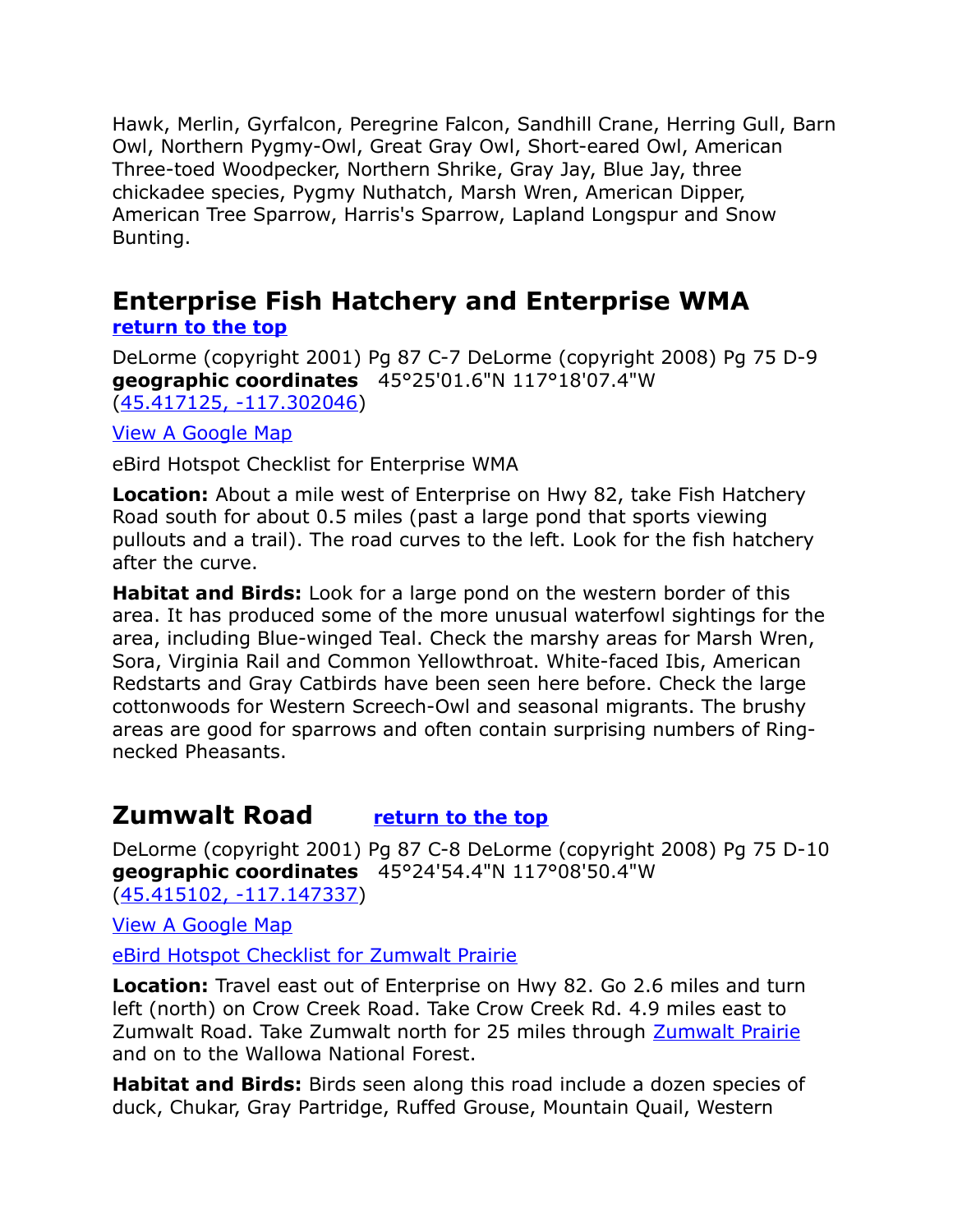Hawk, Merlin, Gyrfalcon, Peregrine Falcon, Sandhill Crane, Herring Gull, Barn Owl, Northern Pygmy-Owl, Great Gray Owl, Short-eared Owl, American Three-toed Woodpecker, Northern Shrike, Gray Jay, Blue Jay, three chickadee species, Pygmy Nuthatch, Marsh Wren, American Dipper, American Tree Sparrow, Harris's Sparrow, Lapland Longspur and Snow Bunting.

## Enterprise Fish Hatchery and Enterprise WMA

**return to the top**

DeLorme (copyright 2001) Pg 87 C-7 DeLorme (copyright 2008) Pg 75 D-9
**geographic coordinates** 45°25'01.6"N 117°18'07.4"W
(45.417125, -117.302046)

View A Google Map

eBird Hotspot Checklist for Enterprise WMA

**Location:** About a mile west of Enterprise on Hwy 82, take Fish Hatchery Road south for about 0.5 miles (past a large pond that sports viewing pullouts and a trail). The road curves to the left. Look for the fish hatchery after the curve.

**Habitat and Birds:** Look for a large pond on the western border of this area. It has produced some of the more unusual waterfowl sightings for the area, including Blue-winged Teal. Check the marshy areas for Marsh Wren, Sora, Virginia Rail and Common Yellowthroat. White-faced Ibis, American Redstarts and Gray Catbirds have been seen here before. Check the large cottonwoods for Western Screech-Owl and seasonal migrants. The brushy areas are good for sparrows and often contain surprising numbers of Ring-necked Pheasants.

## Zumwalt Road

**return to the top**

DeLorme (copyright 2001) Pg 87 C-8 DeLorme (copyright 2008) Pg 75 D-10
**geographic coordinates** 45°24'54.4"N 117°08'50.4"W
(45.415102, -117.147337)

View A Google Map

eBird Hotspot Checklist for Zumwalt Prairie

**Location:** Travel east out of Enterprise on Hwy 82. Go 2.6 miles and turn left (north) on Crow Creek Road. Take Crow Creek Rd. 4.9 miles east to Zumwalt Road. Take Zumwalt north for 25 miles through Zumwalt Prairie and on to the Wallowa National Forest.

**Habitat and Birds:** Birds seen along this road include a dozen species of duck, Chukar, Gray Partridge, Ruffed Grouse, Mountain Quail, Western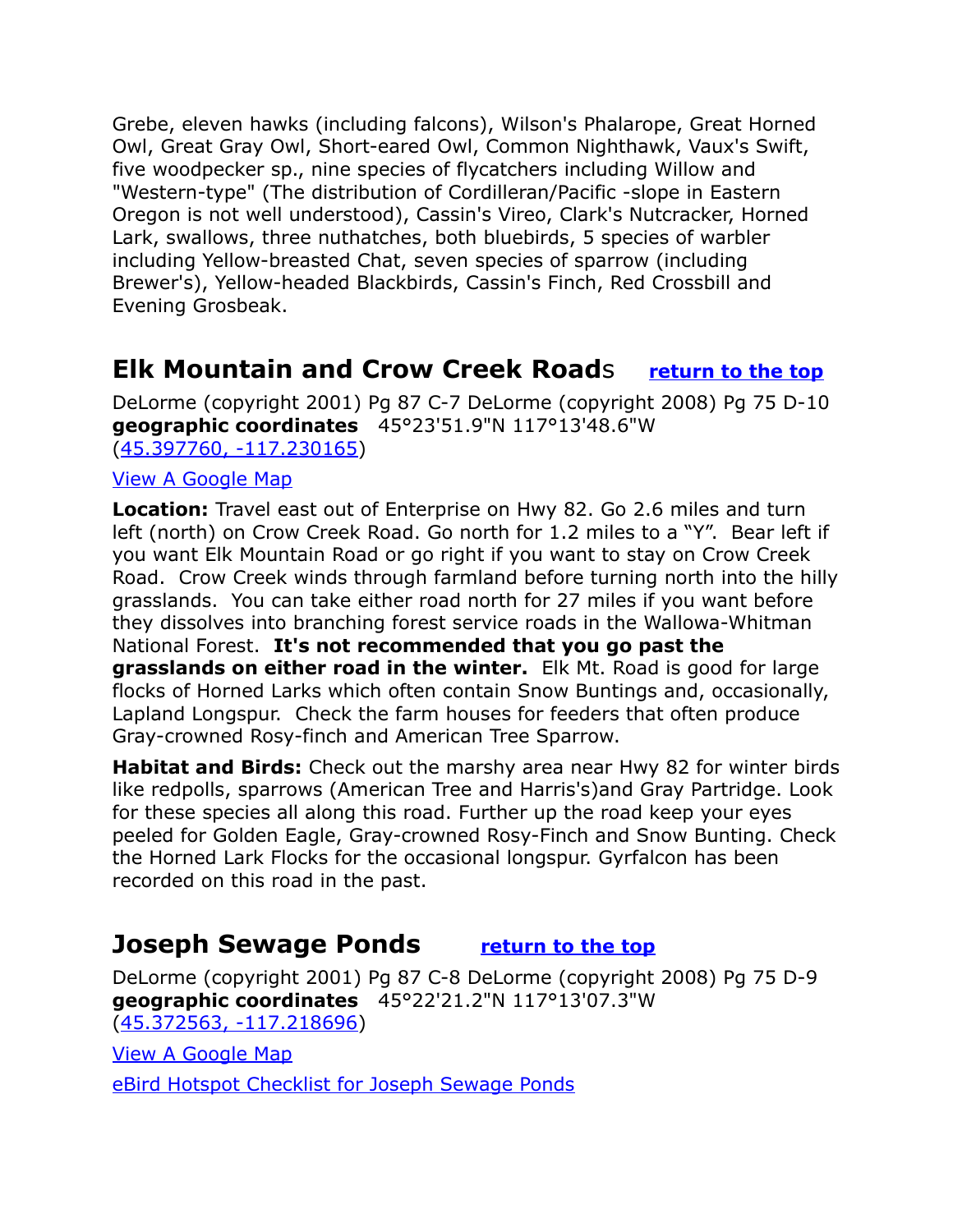Grebe, eleven hawks (including falcons), Wilson's Phalarope, Great Horned Owl, Great Gray Owl, Short-eared Owl, Common Nighthawk, Vaux's Swift, five woodpecker sp., nine species of flycatchers including Willow and "Western-type" (The distribution of Cordilleran/Pacific -slope in Eastern Oregon is not well understood), Cassin's Vireo, Clark's Nutcracker, Horned Lark, swallows, three nuthatches, both bluebirds, 5 species of warbler including Yellow-breasted Chat, seven species of sparrow (including Brewer's), Yellow-headed Blackbirds, Cassin's Finch, Red Crossbill and Evening Grosbeak.

## Elk Mountain and Crow Creek Roads [return to the top]

DeLorme (copyright 2001) Pg 87 C-7 DeLorme (copyright 2008) Pg 75 D-10
**geographic coordinates** 45°23'51.9"N 117°13'48.6"W
(45.397760, -117.230165)

View A Google Map

**Location:** Travel east out of Enterprise on Hwy 82. Go 2.6 miles and turn left (north) on Crow Creek Road. Go north for 1.2 miles to a "Y". Bear left if you want Elk Mountain Road or go right if you want to stay on Crow Creek Road. Crow Creek winds through farmland before turning north into the hilly grasslands. You can take either road north for 27 miles if you want before they dissolves into branching forest service roads in the Wallowa-Whitman National Forest. **It's not recommended that you go past the grasslands on either road in the winter.** Elk Mt. Road is good for large flocks of Horned Larks which often contain Snow Buntings and, occasionally, Lapland Longspur. Check the farm houses for feeders that often produce Gray-crowned Rosy-finch and American Tree Sparrow.

**Habitat and Birds:** Check out the marshy area near Hwy 82 for winter birds like redpolls, sparrows (American Tree and Harris's)and Gray Partridge. Look for these species all along this road. Further up the road keep your eyes peeled for Golden Eagle, Gray-crowned Rosy-Finch and Snow Bunting. Check the Horned Lark Flocks for the occasional longspur. Gyrfalcon has been recorded on this road in the past.

## Joseph Sewage Ponds [return to the top]

DeLorme (copyright 2001) Pg 87 C-8 DeLorme (copyright 2008) Pg 75 D-9
**geographic coordinates** 45°22'21.2"N 117°13'07.3"W
(45.372563, -117.218696)

View A Google Map

eBird Hotspot Checklist for Joseph Sewage Ponds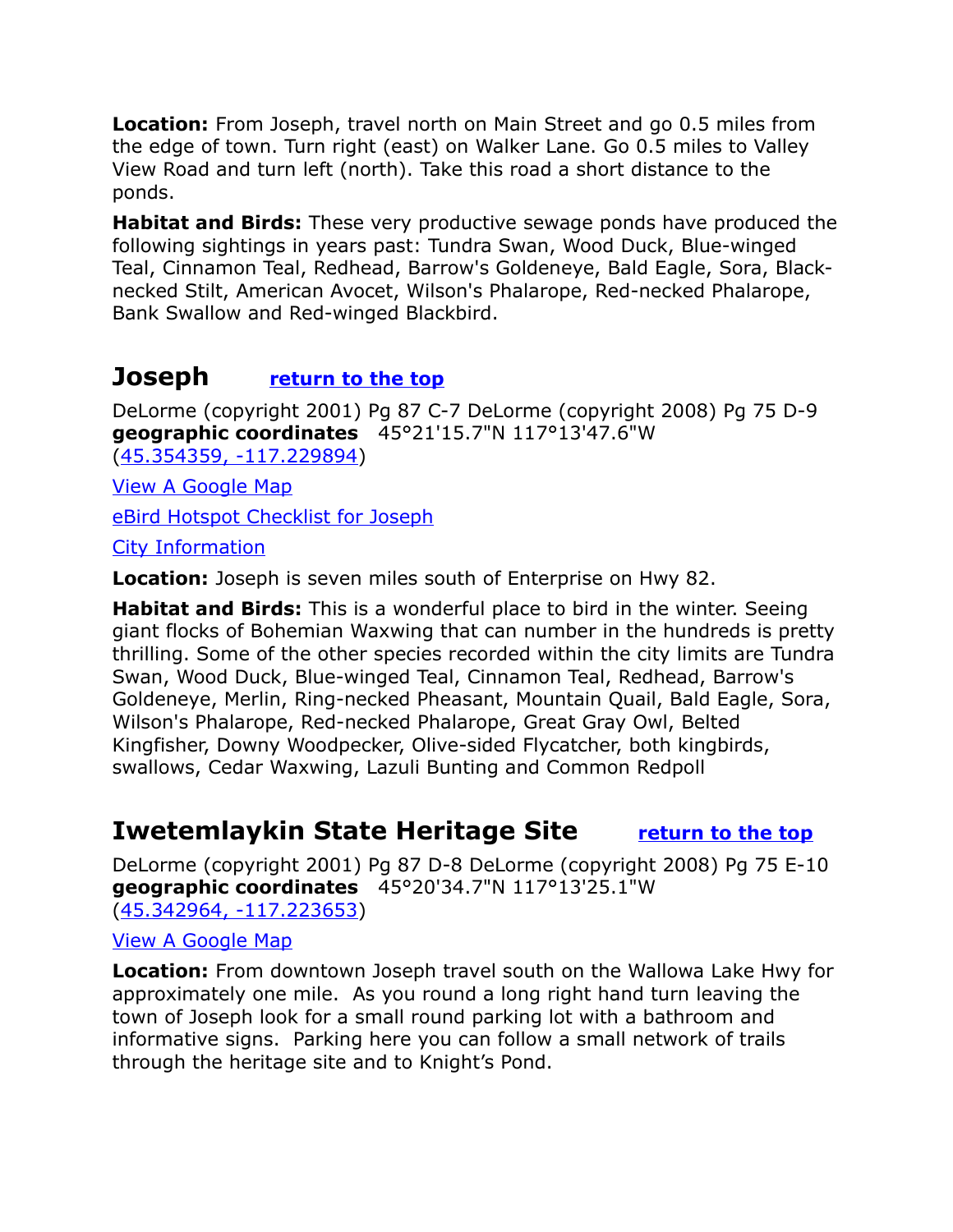**Location:** From Joseph, travel north on Main Street and go 0.5 miles from the edge of town. Turn right (east) on Walker Lane. Go 0.5 miles to Valley View Road and turn left (north). Take this road a short distance to the ponds.

**Habitat and Birds:** These very productive sewage ponds have produced the following sightings in years past: Tundra Swan, Wood Duck, Blue-winged Teal, Cinnamon Teal, Redhead, Barrow's Goldeneye, Bald Eagle, Sora, Black-necked Stilt, American Avocet, Wilson's Phalarope, Red-necked Phalarope, Bank Swallow and Red-winged Blackbird.

## Joseph [return to the top]

DeLorme (copyright 2001) Pg 87 C-7 DeLorme (copyright 2008) Pg 75 D-9
**geographic coordinates** 45°21'15.7"N 117°13'47.6"W
(45.354359, -117.229894)

View A Google Map

eBird Hotspot Checklist for Joseph

City Information

**Location:** Joseph is seven miles south of Enterprise on Hwy 82.

**Habitat and Birds:** This is a wonderful place to bird in the winter. Seeing giant flocks of Bohemian Waxwing that can number in the hundreds is pretty thrilling. Some of the other species recorded within the city limits are Tundra Swan, Wood Duck, Blue-winged Teal, Cinnamon Teal, Redhead, Barrow's Goldeneye, Merlin, Ring-necked Pheasant, Mountain Quail, Bald Eagle, Sora, Wilson's Phalarope, Red-necked Phalarope, Great Gray Owl, Belted Kingfisher, Downy Woodpecker, Olive-sided Flycatcher, both kingbirds, swallows, Cedar Waxwing, Lazuli Bunting and Common Redpoll

## Iwetemlaykin State Heritage Site [return to the top]

DeLorme (copyright 2001) Pg 87 D-8 DeLorme (copyright 2008) Pg 75 E-10
**geographic coordinates** 45°20'34.7"N 117°13'25.1"W
(45.342964, -117.223653)

View A Google Map

**Location:** From downtown Joseph travel south on the Wallowa Lake Hwy for approximately one mile. As you round a long right hand turn leaving the town of Joseph look for a small round parking lot with a bathroom and informative signs. Parking here you can follow a small network of trails through the heritage site and to Knight's Pond.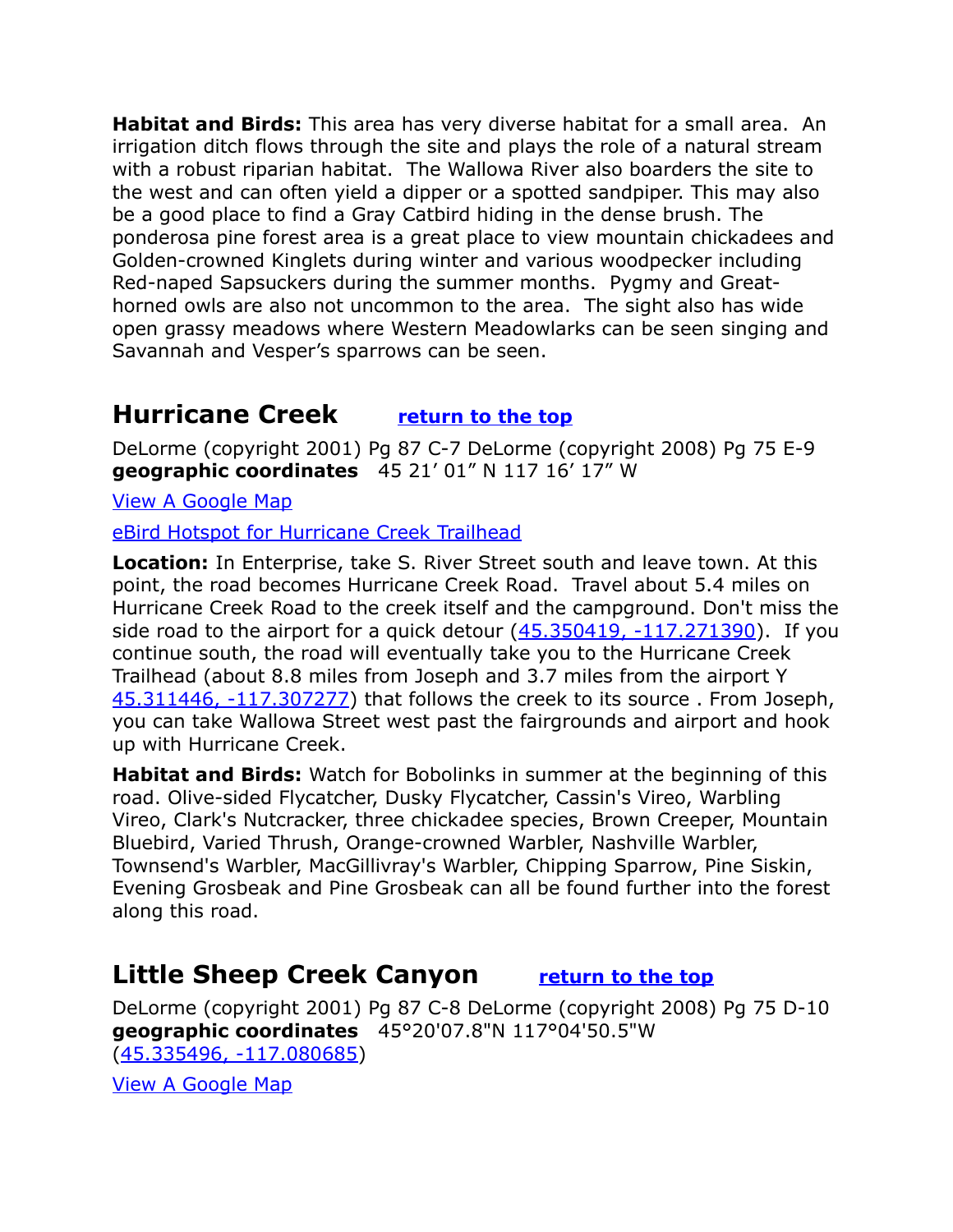**Habitat and Birds:** This area has very diverse habitat for a small area. An irrigation ditch flows through the site and plays the role of a natural stream with a robust riparian habitat. The Wallowa River also boarders the site to the west and can often yield a dipper or a spotted sandpiper. This may also be a good place to find a Gray Catbird hiding in the dense brush. The ponderosa pine forest area is a great place to view mountain chickadees and Golden-crowned Kinglets during winter and various woodpecker including Red-naped Sapsuckers during the summer months. Pygmy and Great-horned owls are also not uncommon to the area. The sight also has wide open grassy meadows where Western Meadowlarks can be seen singing and Savannah and Vesper's sparrows can be seen.

## Hurricane Creek [return to the top]

DeLorme (copyright 2001) Pg 87 C-7 DeLorme (copyright 2008) Pg 75 E-9
**geographic coordinates** 45 21' 01" N 117 16' 17" W

View A Google Map

eBird Hotspot for Hurricane Creek Trailhead

**Location:** In Enterprise, take S. River Street south and leave town. At this point, the road becomes Hurricane Creek Road. Travel about 5.4 miles on Hurricane Creek Road to the creek itself and the campground. Don't miss the side road to the airport for a quick detour (45.350419, -117.271390). If you continue south, the road will eventually take you to the Hurricane Creek Trailhead (about 8.8 miles from Joseph and 3.7 miles from the airport Y 45.311446, -117.307277) that follows the creek to its source . From Joseph, you can take Wallowa Street west past the fairgrounds and airport and hook up with Hurricane Creek.

**Habitat and Birds:** Watch for Bobolinks in summer at the beginning of this road. Olive-sided Flycatcher, Dusky Flycatcher, Cassin's Vireo, Warbling Vireo, Clark's Nutcracker, three chickadee species, Brown Creeper, Mountain Bluebird, Varied Thrush, Orange-crowned Warbler, Nashville Warbler, Townsend's Warbler, MacGillivray's Warbler, Chipping Sparrow, Pine Siskin, Evening Grosbeak and Pine Grosbeak can all be found further into the forest along this road.

## Little Sheep Creek Canyon [return to the top]

DeLorme (copyright 2001) Pg 87 C-8 DeLorme (copyright 2008) Pg 75 D-10
**geographic coordinates** 45°20'07.8"N 117°04'50.5"W
(45.335496, -117.080685)

View A Google Map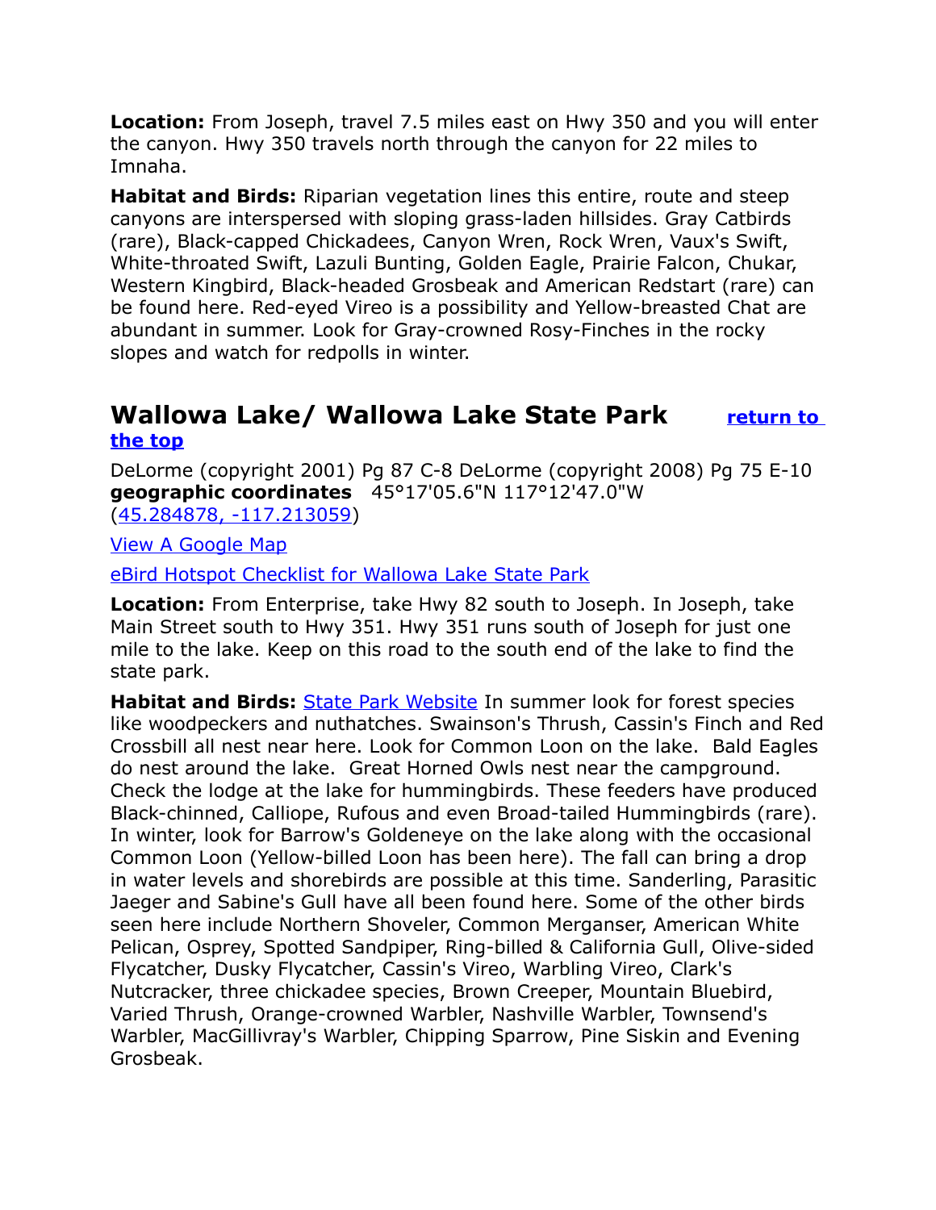**Location:** From Joseph, travel 7.5 miles east on Hwy 350 and you will enter the canyon. Hwy 350 travels north through the canyon for 22 miles to Imnaha.

**Habitat and Birds:** Riparian vegetation lines this entire, route and steep canyons are interspersed with sloping grass-laden hillsides. Gray Catbirds (rare), Black-capped Chickadees, Canyon Wren, Rock Wren, Vaux's Swift, White-throated Swift, Lazuli Bunting, Golden Eagle, Prairie Falcon, Chukar, Western Kingbird, Black-headed Grosbeak and American Redstart (rare) can be found here. Red-eyed Vireo is a possibility and Yellow-breasted Chat are abundant in summer. Look for Gray-crowned Rosy-Finches in the rocky slopes and watch for redpolls in winter.

## Wallowa Lake/ Wallowa Lake State Park [return to the top]

DeLorme (copyright 2001) Pg 87 C-8 DeLorme (copyright 2008) Pg 75 E-10
**geographic coordinates** 45°17'05.6"N 117°12'47.0"W
(45.284878, -117.213059)

View A Google Map

eBird Hotspot Checklist for Wallowa Lake State Park

**Location:** From Enterprise, take Hwy 82 south to Joseph. In Joseph, take Main Street south to Hwy 351. Hwy 351 runs south of Joseph for just one mile to the lake. Keep on this road to the south end of the lake to find the state park.

**Habitat and Birds:** State Park Website In summer look for forest species like woodpeckers and nuthatches. Swainson's Thrush, Cassin's Finch and Red Crossbill all nest near here. Look for Common Loon on the lake. Bald Eagles do nest around the lake. Great Horned Owls nest near the campground. Check the lodge at the lake for hummingbirds. These feeders have produced Black-chinned, Calliope, Rufous and even Broad-tailed Hummingbirds (rare). In winter, look for Barrow's Goldeneye on the lake along with the occasional Common Loon (Yellow-billed Loon has been here). The fall can bring a drop in water levels and shorebirds are possible at this time. Sanderling, Parasitic Jaeger and Sabine's Gull have all been found here. Some of the other birds seen here include Northern Shoveler, Common Merganser, American White Pelican, Osprey, Spotted Sandpiper, Ring-billed & California Gull, Olive-sided Flycatcher, Dusky Flycatcher, Cassin's Vireo, Warbling Vireo, Clark's Nutcracker, three chickadee species, Brown Creeper, Mountain Bluebird, Varied Thrush, Orange-crowned Warbler, Nashville Warbler, Townsend's Warbler, MacGillivray's Warbler, Chipping Sparrow, Pine Siskin and Evening Grosbeak.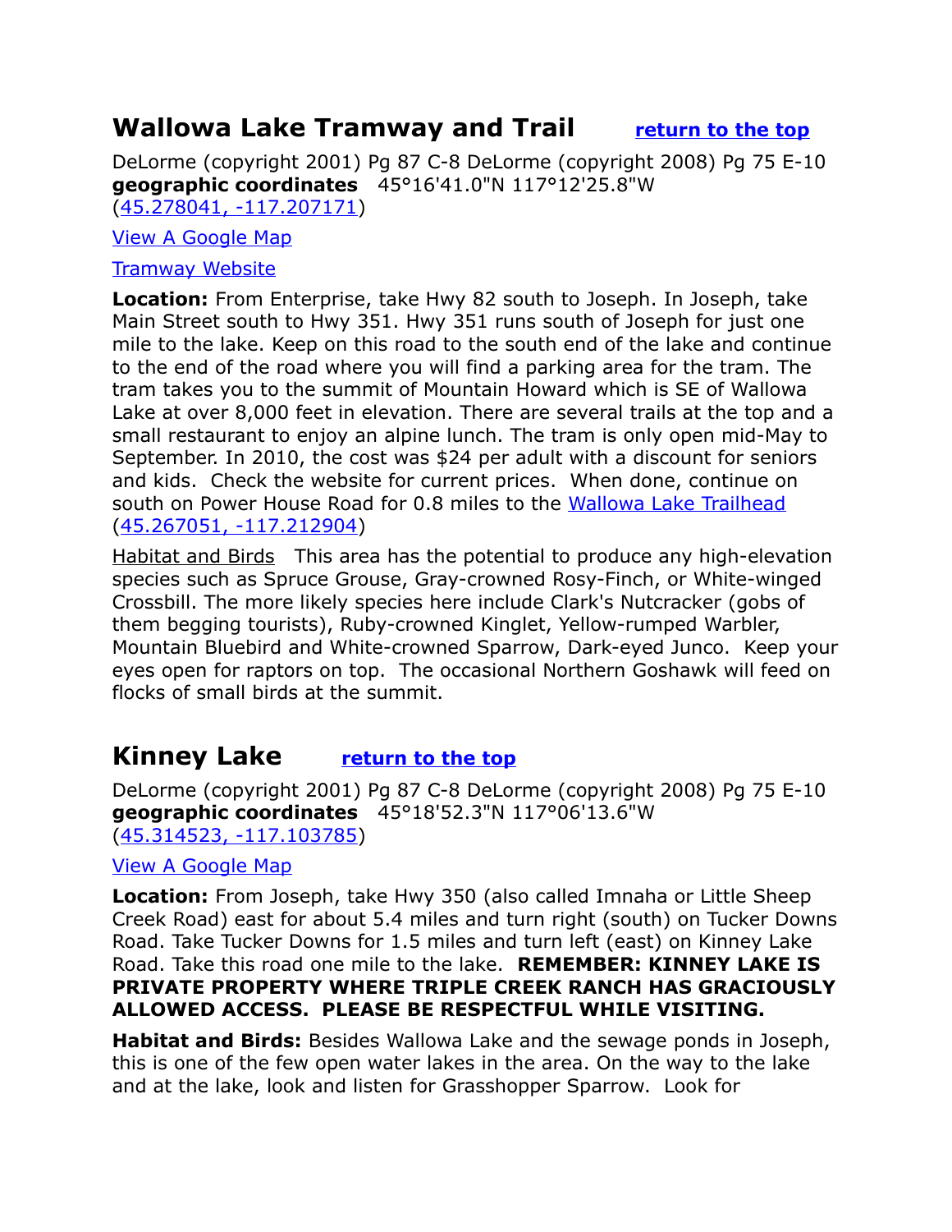## Wallowa Lake Tramway and Trail [return to the top]

DeLorme (copyright 2001) Pg 87 C-8 DeLorme (copyright 2008) Pg 75 E-10
**geographic coordinates** 45°16'41.0"N 117°12'25.8"W
(45.278041, -117.207171)

View A Google Map

Tramway Website

**Location:** From Enterprise, take Hwy 82 south to Joseph. In Joseph, take Main Street south to Hwy 351. Hwy 351 runs south of Joseph for just one mile to the lake. Keep on this road to the south end of the lake and continue to the end of the road where you will find a parking area for the tram. The tram takes you to the summit of Mountain Howard which is SE of Wallowa Lake at over 8,000 feet in elevation. There are several trails at the top and a small restaurant to enjoy an alpine lunch. The tram is only open mid-May to September. In 2010, the cost was $24 per adult with a discount for seniors and kids. Check the website for current prices. When done, continue on south on Power House Road for 0.8 miles to the Wallowa Lake Trailhead (45.267051, -117.212904)

Habitat and Birds This area has the potential to produce any high-elevation species such as Spruce Grouse, Gray-crowned Rosy-Finch, or White-winged Crossbill. The more likely species here include Clark's Nutcracker (gobs of them begging tourists), Ruby-crowned Kinglet, Yellow-rumped Warbler, Mountain Bluebird and White-crowned Sparrow, Dark-eyed Junco. Keep your eyes open for raptors on top. The occasional Northern Goshawk will feed on flocks of small birds at the summit.

## Kinney Lake [return to the top]

DeLorme (copyright 2001) Pg 87 C-8 DeLorme (copyright 2008) Pg 75 E-10
**geographic coordinates** 45°18'52.3"N 117°06'13.6"W
(45.314523, -117.103785)

View A Google Map

**Location:** From Joseph, take Hwy 350 (also called Imnaha or Little Sheep Creek Road) east for about 5.4 miles and turn right (south) on Tucker Downs Road. Take Tucker Downs for 1.5 miles and turn left (east) on Kinney Lake Road. Take this road one mile to the lake. **REMEMBER: KINNEY LAKE IS PRIVATE PROPERTY WHERE TRIPLE CREEK RANCH HAS GRACIOUSLY ALLOWED ACCESS. PLEASE BE RESPECTFUL WHILE VISITING.**

**Habitat and Birds:** Besides Wallowa Lake and the sewage ponds in Joseph, this is one of the few open water lakes in the area. On the way to the lake and at the lake, look and listen for Grasshopper Sparrow. Look for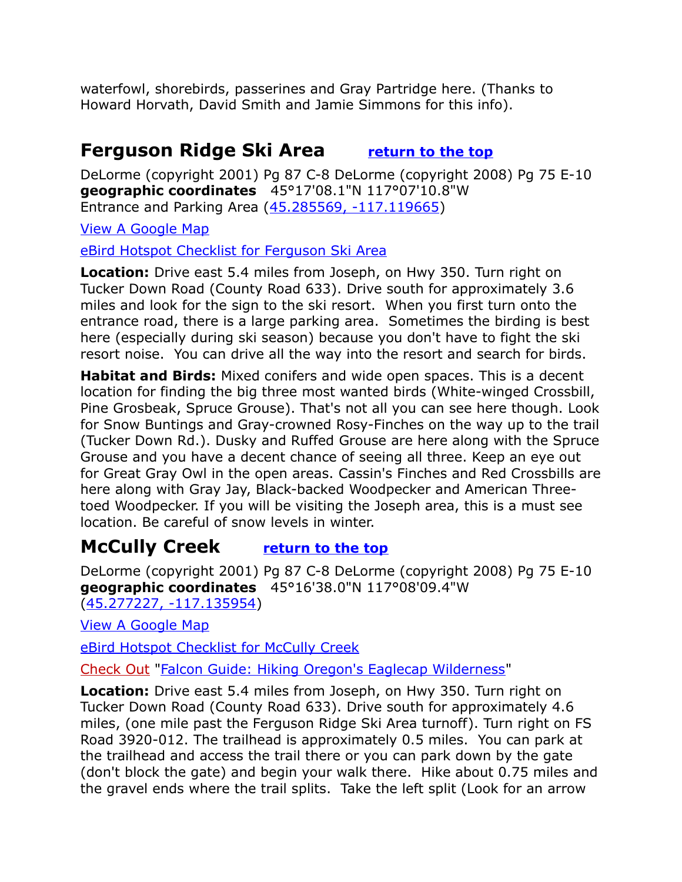waterfowl, shorebirds, passerines and Gray Partridge here. (Thanks to Howard Horvath, David Smith and Jamie Simmons for this info).

## Ferguson Ridge Ski Area [return to the top]

DeLorme (copyright 2001) Pg 87 C-8 DeLorme (copyright 2008) Pg 75 E-10
**geographic coordinates** 45°17'08.1"N 117°07'10.8"W
Entrance and Parking Area (45.285569, -117.119665)

View A Google Map

eBird Hotspot Checklist for Ferguson Ski Area

**Location:** Drive east 5.4 miles from Joseph, on Hwy 350. Turn right on Tucker Down Road (County Road 633). Drive south for approximately 3.6 miles and look for the sign to the ski resort. When you first turn onto the entrance road, there is a large parking area. Sometimes the birding is best here (especially during ski season) because you don't have to fight the ski resort noise. You can drive all the way into the resort and search for birds.

**Habitat and Birds:** Mixed conifers and wide open spaces. This is a decent location for finding the big three most wanted birds (White-winged Crossbill, Pine Grosbeak, Spruce Grouse). That's not all you can see here though. Look for Snow Buntings and Gray-crowned Rosy-Finches on the way up to the trail (Tucker Down Rd.). Dusky and Ruffed Grouse are here along with the Spruce Grouse and you have a decent chance of seeing all three. Keep an eye out for Great Gray Owl in the open areas. Cassin's Finches and Red Crossbills are here along with Gray Jay, Black-backed Woodpecker and American Three-toed Woodpecker. If you will be visiting the Joseph area, this is a must see location. Be careful of snow levels in winter.

## McCully Creek [return to the top]

DeLorme (copyright 2001) Pg 87 C-8 DeLorme (copyright 2008) Pg 75 E-10
**geographic coordinates** 45°16'38.0"N 117°08'09.4"W
(45.277227, -117.135954)

View A Google Map

eBird Hotspot Checklist for McCully Creek

Check Out "Falcon Guide: Hiking Oregon's Eaglecap Wilderness"

**Location:** Drive east 5.4 miles from Joseph, on Hwy 350. Turn right on Tucker Down Road (County Road 633). Drive south for approximately 4.6 miles, (one mile past the Ferguson Ridge Ski Area turnoff). Turn right on FS Road 3920-012. The trailhead is approximately 0.5 miles. You can park at the trailhead and access the trail there or you can park down by the gate (don't block the gate) and begin your walk there. Hike about 0.75 miles and the gravel ends where the trail splits. Take the left split (Look for an arrow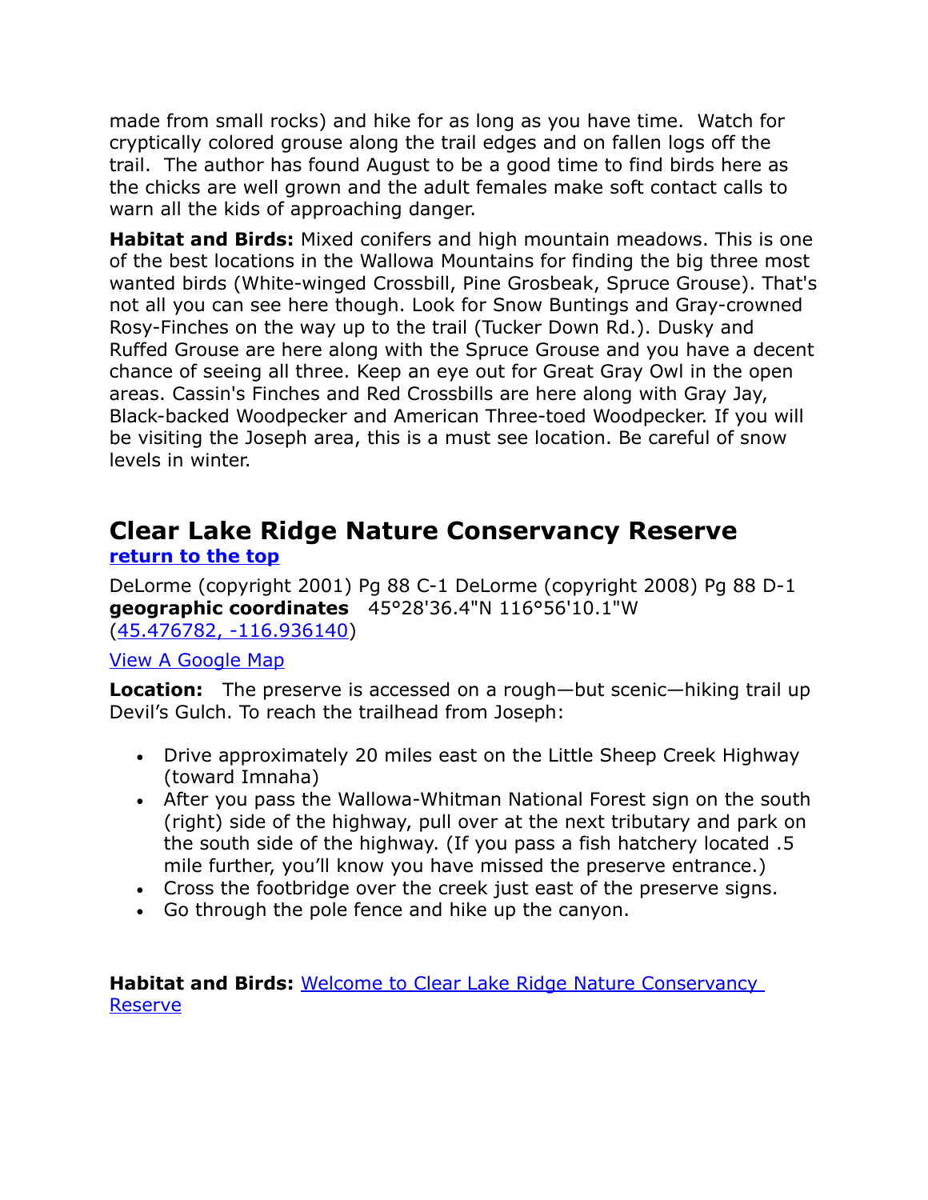made from small rocks) and hike for as long as you have time. Watch for cryptically colored grouse along the trail edges and on fallen logs off the trail. The author has found August to be a good time to find birds here as the chicks are well grown and the adult females make soft contact calls to warn all the kids of approaching danger.

**Habitat and Birds:** Mixed conifers and high mountain meadows. This is one of the best locations in the Wallowa Mountains for finding the big three most wanted birds (White-winged Crossbill, Pine Grosbeak, Spruce Grouse). That's not all you can see here though. Look for Snow Buntings and Gray-crowned Rosy-Finches on the way up to the trail (Tucker Down Rd.). Dusky and Ruffed Grouse are here along with the Spruce Grouse and you have a decent chance of seeing all three. Keep an eye out for Great Gray Owl in the open areas. Cassin's Finches and Red Crossbills are here along with Gray Jay, Black-backed Woodpecker and American Three-toed Woodpecker. If you will be visiting the Joseph area, this is a must see location. Be careful of snow levels in winter.

## Clear Lake Ridge Nature Conservancy Reserve

**return to the top**

DeLorme (copyright 2001) Pg 88 C-1 DeLorme (copyright 2008) Pg 88 D-1
**geographic coordinates** 45°28'36.4"N 116°56'10.1"W
(45.476782, -116.936140)

View A Google Map

**Location:** The preserve is accessed on a rough—but scenic—hiking trail up Devil's Gulch. To reach the trailhead from Joseph:

- Drive approximately 20 miles east on the Little Sheep Creek Highway (toward Imnaha)
- After you pass the Wallowa-Whitman National Forest sign on the south (right) side of the highway, pull over at the next tributary and park on the south side of the highway. (If you pass a fish hatchery located .5 mile further, you'll know you have missed the preserve entrance.)
- Cross the footbridge over the creek just east of the preserve signs.
- Go through the pole fence and hike up the canyon.

**Habitat and Birds:** Welcome to Clear Lake Ridge Nature Conservancy Reserve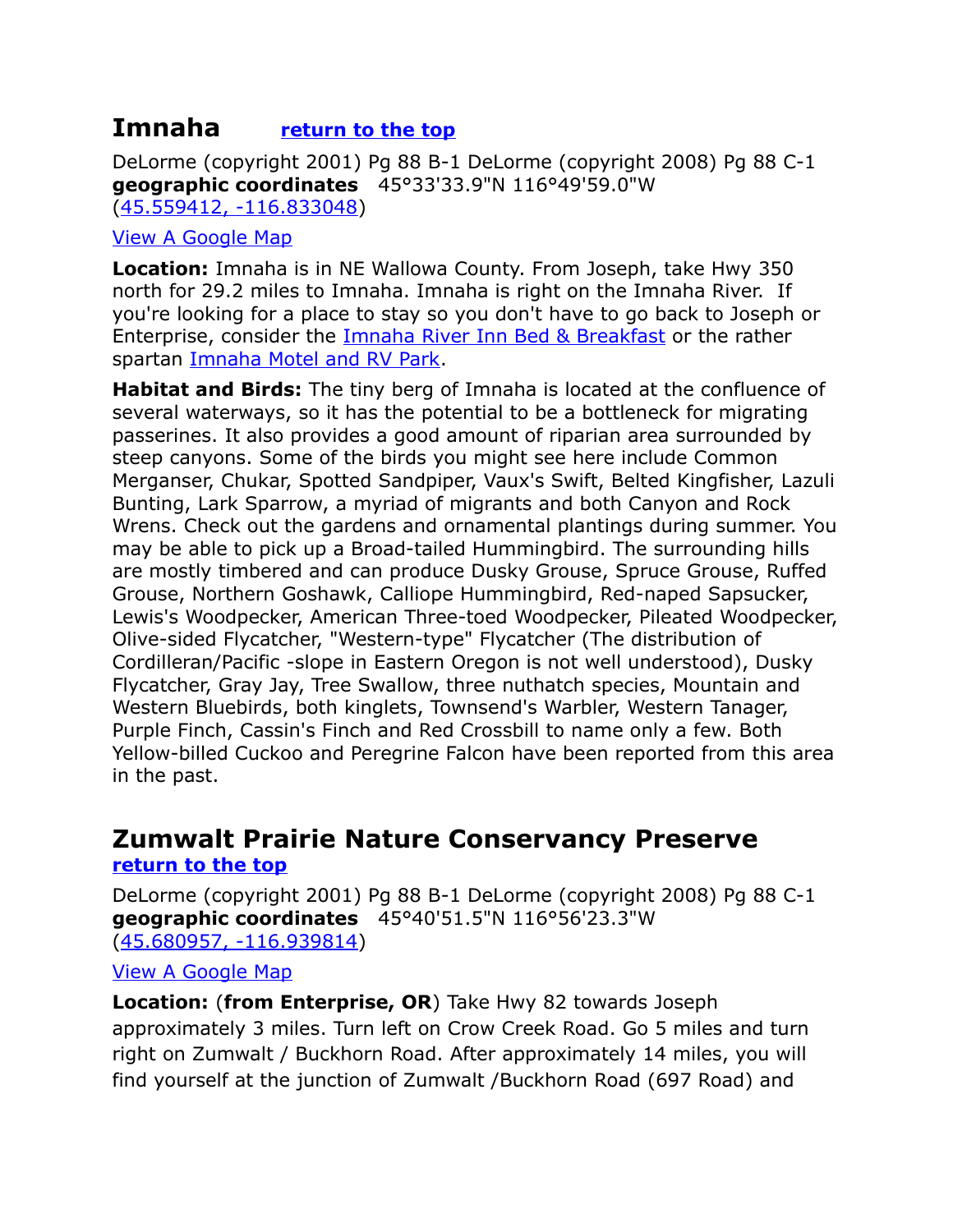## Imnaha **return to the top**

DeLorme (copyright 2001) Pg 88 B-1 DeLorme (copyright 2008) Pg 88 C-1
**geographic coordinates** 45°33'33.9"N 116°49'59.0"W
(45.559412, -116.833048)

View A Google Map

**Location:** Imnaha is in NE Wallowa County. From Joseph, take Hwy 350 north for 29.2 miles to Imnaha. Imnaha is right on the Imnaha River. If you're looking for a place to stay so you don't have to go back to Joseph or Enterprise, consider the Imnaha River Inn Bed & Breakfast or the rather spartan Imnaha Motel and RV Park.

**Habitat and Birds:** The tiny berg of Imnaha is located at the confluence of several waterways, so it has the potential to be a bottleneck for migrating passerines. It also provides a good amount of riparian area surrounded by steep canyons. Some of the birds you might see here include Common Merganser, Chukar, Spotted Sandpiper, Vaux's Swift, Belted Kingfisher, Lazuli Bunting, Lark Sparrow, a myriad of migrants and both Canyon and Rock Wrens. Check out the gardens and ornamental plantings during summer. You may be able to pick up a Broad-tailed Hummingbird. The surrounding hills are mostly timbered and can produce Dusky Grouse, Spruce Grouse, Ruffed Grouse, Northern Goshawk, Calliope Hummingbird, Red-naped Sapsucker, Lewis's Woodpecker, American Three-toed Woodpecker, Pileated Woodpecker, Olive-sided Flycatcher, "Western-type" Flycatcher (The distribution of Cordilleran/Pacific -slope in Eastern Oregon is not well understood), Dusky Flycatcher, Gray Jay, Tree Swallow, three nuthatch species, Mountain and Western Bluebirds, both kinglets, Townsend's Warbler, Western Tanager, Purple Finch, Cassin's Finch and Red Crossbill to name only a few. Both Yellow-billed Cuckoo and Peregrine Falcon have been reported from this area in the past.

## Zumwalt Prairie Nature Conservancy Preserve

**return to the top**

DeLorme (copyright 2001) Pg 88 B-1 DeLorme (copyright 2008) Pg 88 C-1
**geographic coordinates** 45°40'51.5"N 116°56'23.3"W
(45.680957, -116.939814)

View A Google Map

**Location:** (**from Enterprise, OR**) Take Hwy 82 towards Joseph approximately 3 miles. Turn left on Crow Creek Road. Go 5 miles and turn right on Zumwalt / Buckhorn Road. After approximately 14 miles, you will find yourself at the junction of Zumwalt /Buckhorn Road (697 Road) and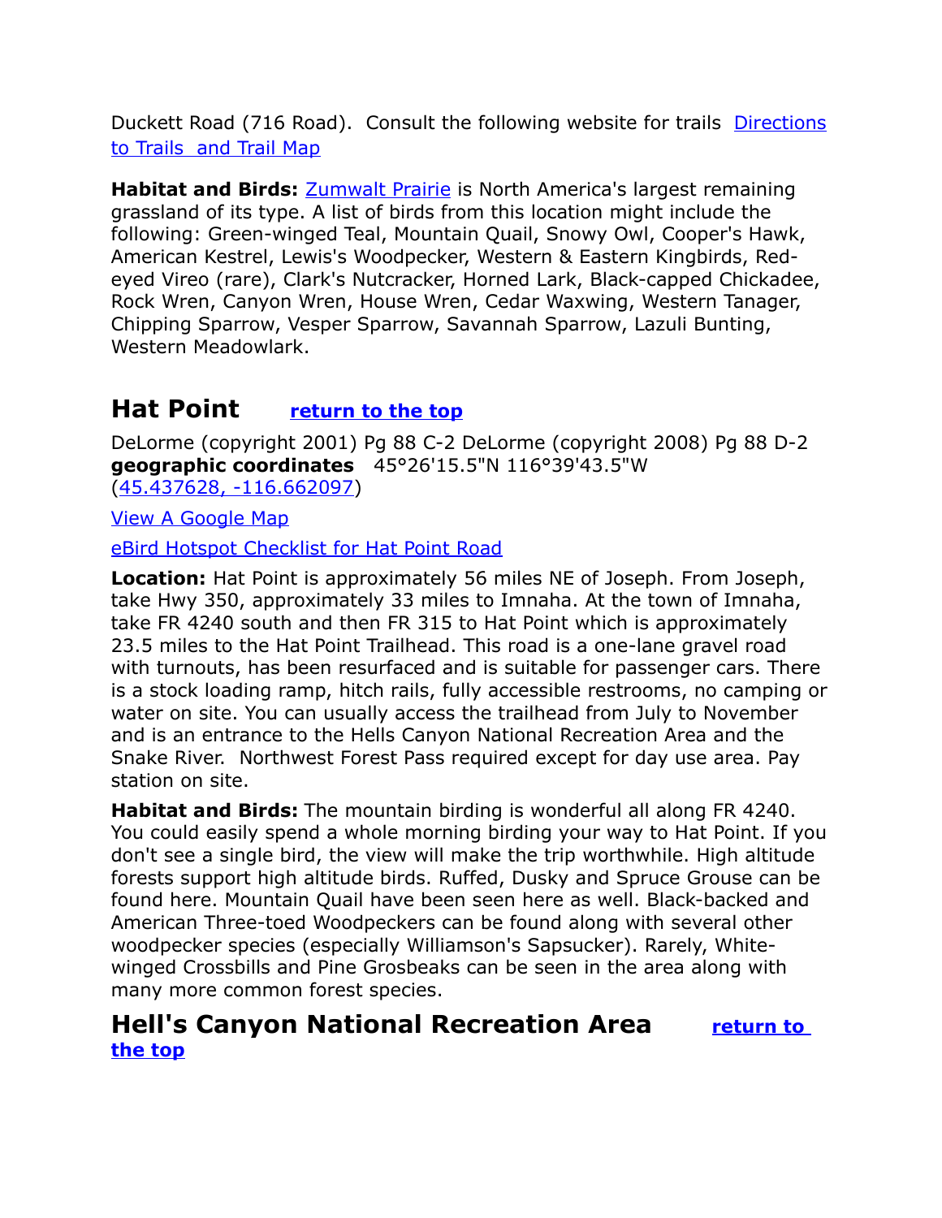Duckett Road (716 Road). Consult the following website for trails [Directions to Trails and Trail Map]

**Habitat and Birds:** [Zumwalt Prairie] is North America's largest remaining grassland of its type. A list of birds from this location might include the following: Green-winged Teal, Mountain Quail, Snowy Owl, Cooper's Hawk, American Kestrel, Lewis's Woodpecker, Western & Eastern Kingbirds, Red-eyed Vireo (rare), Clark's Nutcracker, Horned Lark, Black-capped Chickadee, Rock Wren, Canyon Wren, House Wren, Cedar Waxwing, Western Tanager, Chipping Sparrow, Vesper Sparrow, Savannah Sparrow, Lazuli Bunting, Western Meadowlark.

## Hat Point [return to the top]

DeLorme (copyright 2001) Pg 88 C-2 DeLorme (copyright 2008) Pg 88 D-2
**geographic coordinates** 45°26'15.5"N 116°39'43.5"W (45.437628, -116.662097)

View A Google Map

eBird Hotspot Checklist for Hat Point Road

**Location:** Hat Point is approximately 56 miles NE of Joseph. From Joseph, take Hwy 350, approximately 33 miles to Imnaha. At the town of Imnaha, take FR 4240 south and then FR 315 to Hat Point which is approximately 23.5 miles to the Hat Point Trailhead. This road is a one-lane gravel road with turnouts, has been resurfaced and is suitable for passenger cars. There is a stock loading ramp, hitch rails, fully accessible restrooms, no camping or water on site. You can usually access the trailhead from July to November and is an entrance to the Hells Canyon National Recreation Area and the Snake River. Northwest Forest Pass required except for day use area. Pay station on site.

**Habitat and Birds:** The mountain birding is wonderful all along FR 4240. You could easily spend a whole morning birding your way to Hat Point. If you don't see a single bird, the view will make the trip worthwhile. High altitude forests support high altitude birds. Ruffed, Dusky and Spruce Grouse can be found here. Mountain Quail have been seen here as well. Black-backed and American Three-toed Woodpeckers can be found along with several other woodpecker species (especially Williamson's Sapsucker). Rarely, White-winged Crossbills and Pine Grosbeaks can be seen in the area along with many more common forest species.

## Hell's Canyon National Recreation Area [return to the top]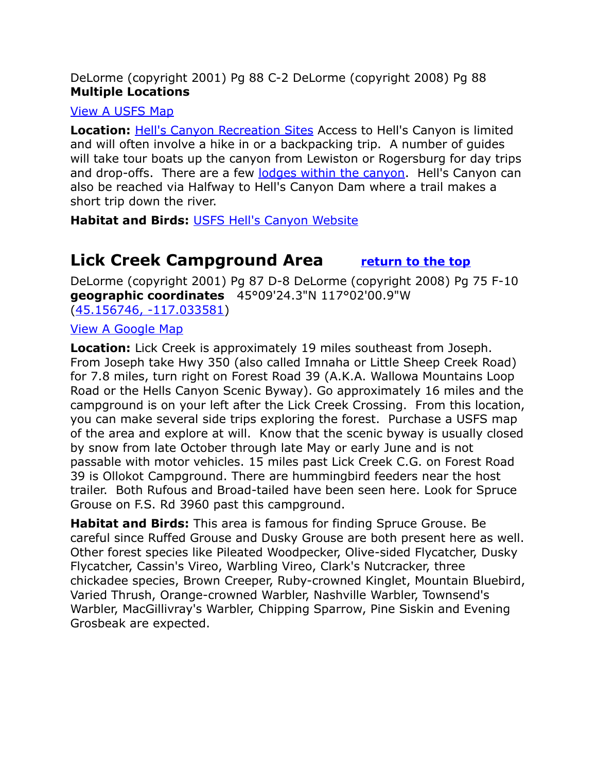DeLorme (copyright 2001) Pg 88 C-2 DeLorme (copyright 2008) Pg 88
**Multiple Locations**

[View A USFS Map]()

**Location:** [Hell's Canyon Recreation Sites]() Access to Hell's Canyon is limited and will often involve a hike in or a backpacking trip. A number of guides will take tour boats up the canyon from Lewiston or Rogersburg for day trips and drop-offs. There are a few [lodges within the canyon](). Hell's Canyon can also be reached via Halfway to Hell's Canyon Dam where a trail makes a short trip down the river.

**Habitat and Birds:** [USFS Hell's Canyon Website]()

## Lick Creek Campground Area [return to the top]()

DeLorme (copyright 2001) Pg 87 D-8 DeLorme (copyright 2008) Pg 75 F-10
**geographic coordinates** 45°09'24.3"N 117°02'00.9"W
([45.156746, -117.033581]())

[View A Google Map]()

**Location:** Lick Creek is approximately 19 miles southeast from Joseph. From Joseph take Hwy 350 (also called Imnaha or Little Sheep Creek Road) for 7.8 miles, turn right on Forest Road 39 (A.K.A. Wallowa Mountains Loop Road or the Hells Canyon Scenic Byway). Go approximately 16 miles and the campground is on your left after the Lick Creek Crossing. From this location, you can make several side trips exploring the forest. Purchase a USFS map of the area and explore at will. Know that the scenic byway is usually closed by snow from late October through late May or early June and is not passable with motor vehicles. 15 miles past Lick Creek C.G. on Forest Road 39 is Ollokot Campground. There are hummingbird feeders near the host trailer. Both Rufous and Broad-tailed have been seen here. Look for Spruce Grouse on F.S. Rd 3960 past this campground.

**Habitat and Birds:** This area is famous for finding Spruce Grouse. Be careful since Ruffed Grouse and Dusky Grouse are both present here as well. Other forest species like Pileated Woodpecker, Olive-sided Flycatcher, Dusky Flycatcher, Cassin's Vireo, Warbling Vireo, Clark's Nutcracker, three chickadee species, Brown Creeper, Ruby-crowned Kinglet, Mountain Bluebird, Varied Thrush, Orange-crowned Warbler, Nashville Warbler, Townsend's Warbler, MacGillivray's Warbler, Chipping Sparrow, Pine Siskin and Evening Grosbeak are expected.